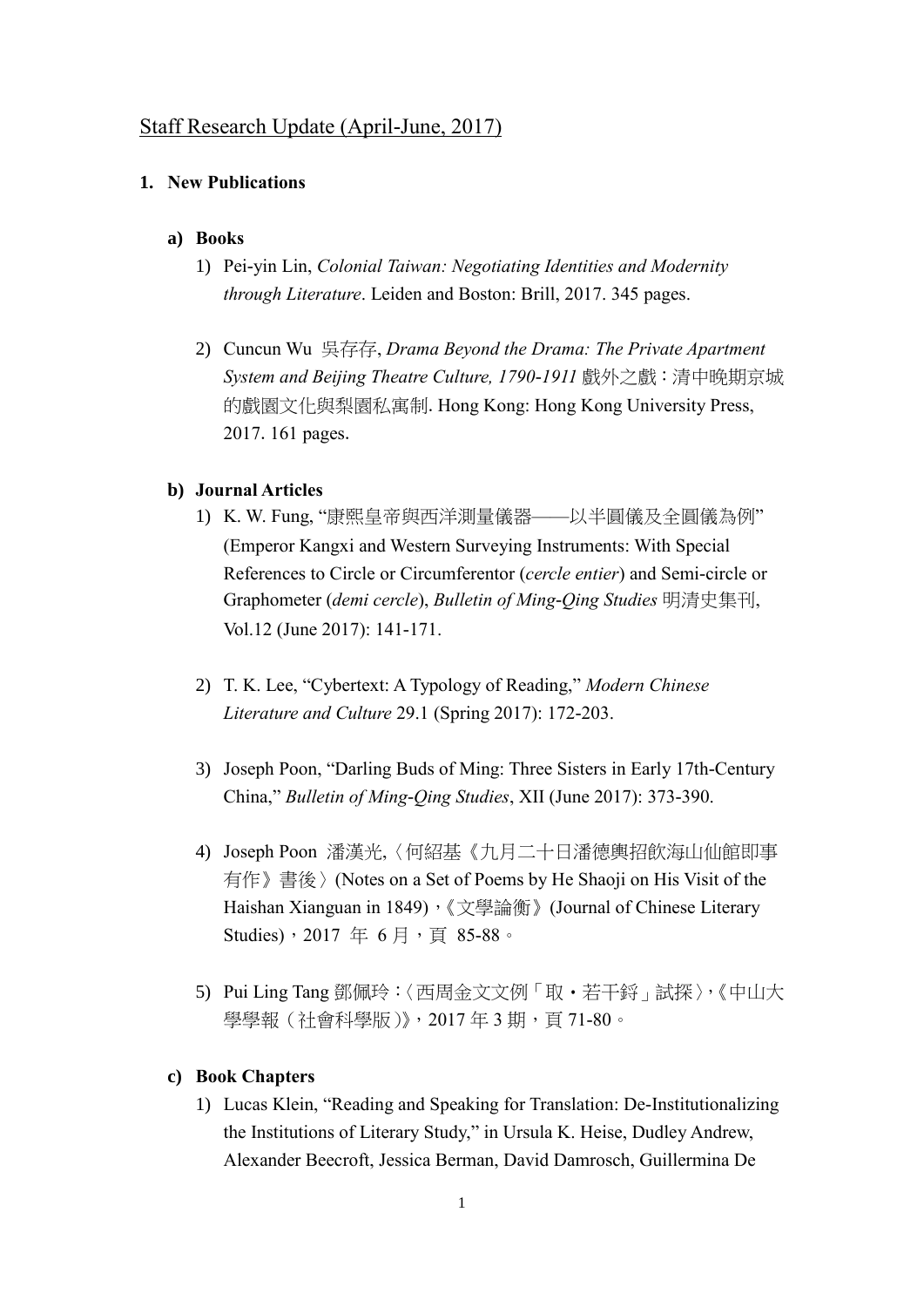## Staff Research Update (April-June, 2017)

### 1. New Publications

#### a) Books

1) Pei-yin Lin, *Colonial Taiwan: Negotiating Identities and Modernity through Literature*. Leiden and Boston: Brill, 2017. 345 pages.

2) Cuncun Wu 吳存存, *Drama Beyond the Drama: The Private Apartment System and Beijing Theatre Culture, 1790-1911* 戲外之戲：清中晚期京城的戲園文化與梨園私寓制. Hong Kong: Hong Kong University Press, 2017. 161 pages.

#### b) Journal Articles

1) K. W. Fung, "康熙皇帝與西洋測量儀器——以半圓儀及全圓儀為例" (Emperor Kangxi and Western Surveying Instruments: With Special References to Circle or Circumferentor (*cercle entier*) and Semi-circle or Graphometer (*demi cercle*), *Bulletin of Ming-Qing Studies* 明清史集刊, Vol.12 (June 2017): 141-171.

2) T. K. Lee, "Cybertext: A Typology of Reading," *Modern Chinese Literature and Culture* 29.1 (Spring 2017): 172-203.

3) Joseph Poon, "Darling Buds of Ming: Three Sisters in Early 17th-Century China," *Bulletin of Ming-Qing Studies*, XII (June 2017): 373-390.

4) Joseph Poon 潘漢光,〈何紹基《九月二十日潘德輿招飲海山仙館即事有作》書後〉(Notes on a Set of Poems by He Shaoji on His Visit of the Haishan Xianguan in 1849),《文學論衡》(Journal of Chinese Literary Studies)，2017 年 6 月，頁 85-88。

5) Pui Ling Tang 鄧佩玲：〈西周金文文例「取・若干鋝」試探〉,《中山大學學報（社會科學版）》，2017 年 3 期，頁 71-80。

#### c) Book Chapters

1) Lucas Klein, "Reading and Speaking for Translation: De-Institutionalizing the Institutions of Literary Study," in Ursula K. Heise, Dudley Andrew, Alexander Beecroft, Jessica Berman, David Damrosch, Guillermina De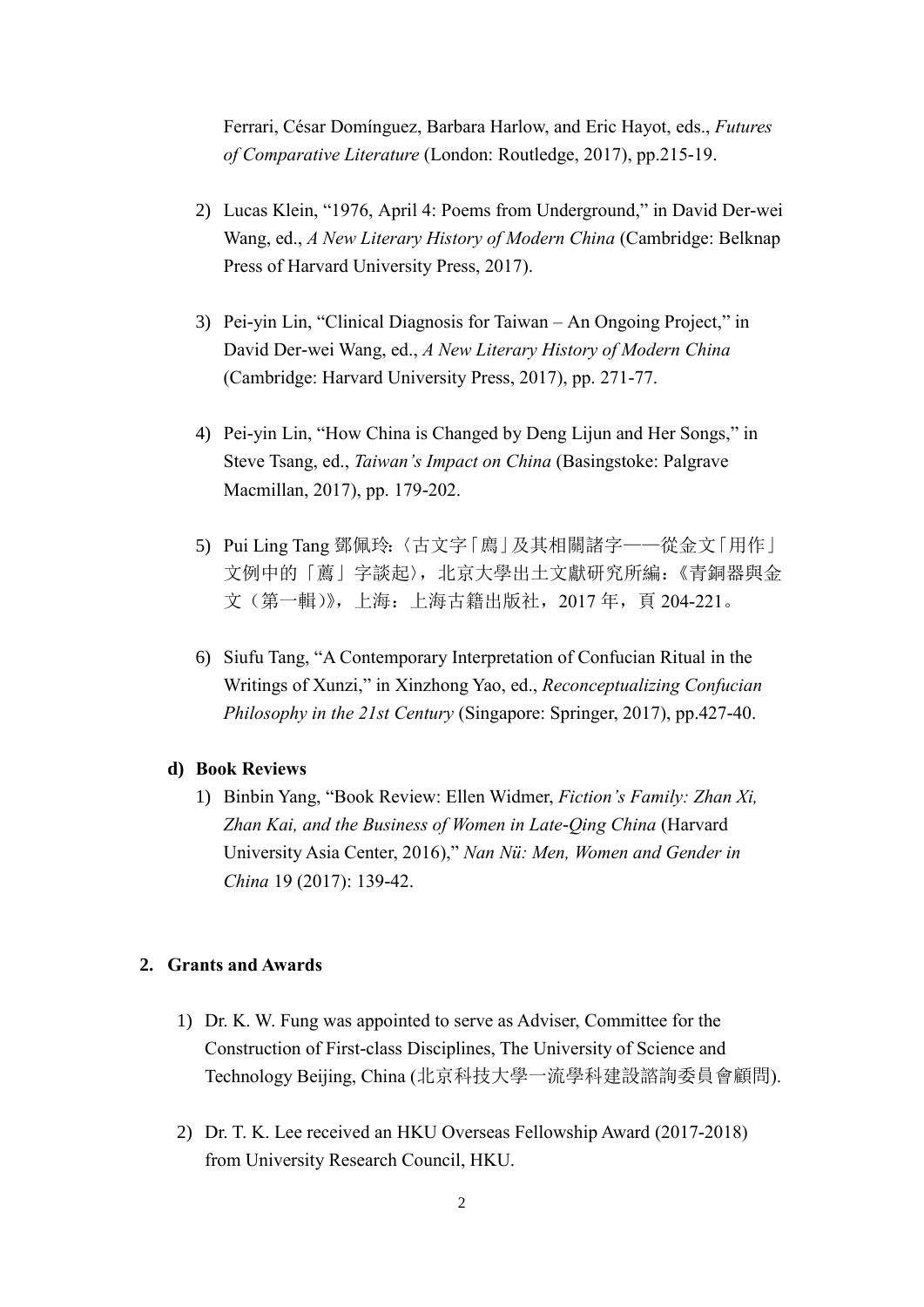Ferrari, César Domínguez, Barbara Harlow, and Eric Hayot, eds., *Futures of Comparative Literature* (London: Routledge, 2017), pp.215-19.

2) Lucas Klein, "1976, April 4: Poems from Underground," in David Der-wei Wang, ed., *A New Literary History of Modern China* (Cambridge: Belknap Press of Harvard University Press, 2017).

3) Pei-yin Lin, "Clinical Diagnosis for Taiwan – An Ongoing Project," in David Der-wei Wang, ed., *A New Literary History of Modern China* (Cambridge: Harvard University Press, 2017), pp. 271-77.

4) Pei-yin Lin, "How China is Changed by Deng Lijun and Her Songs," in Steve Tsang, ed., *Taiwan's Impact on China* (Basingstoke: Palgrave Macmillan, 2017), pp. 179-202.

5) Pui Ling Tang 鄧佩玲:〈古文字「鳥」及其相關諸字——從金文「用作」文例中的「薦」字談起〉，北京大學出土文獻研究所編:《青銅器與金文（第一輯）》，上海：上海古籍出版社，2017 年，頁 204-221。

6) Siufu Tang, "A Contemporary Interpretation of Confucian Ritual in the Writings of Xunzi," in Xinzhong Yao, ed., *Reconceptualizing Confucian Philosophy in the 21st Century* (Singapore: Springer, 2017), pp.427-40.

**d) Book Reviews**

1) Binbin Yang, "Book Review: Ellen Widmer, *Fiction's Family: Zhan Xi, Zhan Kai, and the Business of Women in Late-Qing China* (Harvard University Asia Center, 2016)," *Nan Nü: Men, Women and Gender in China* 19 (2017): 139-42.

## 2. Grants and Awards

1) Dr. K. W. Fung was appointed to serve as Adviser, Committee for the Construction of First-class Disciplines, The University of Science and Technology Beijing, China (北京科技大學一流學科建設諮詢委員會顧問).

2) Dr. T. K. Lee received an HKU Overseas Fellowship Award (2017-2018) from University Research Council, HKU.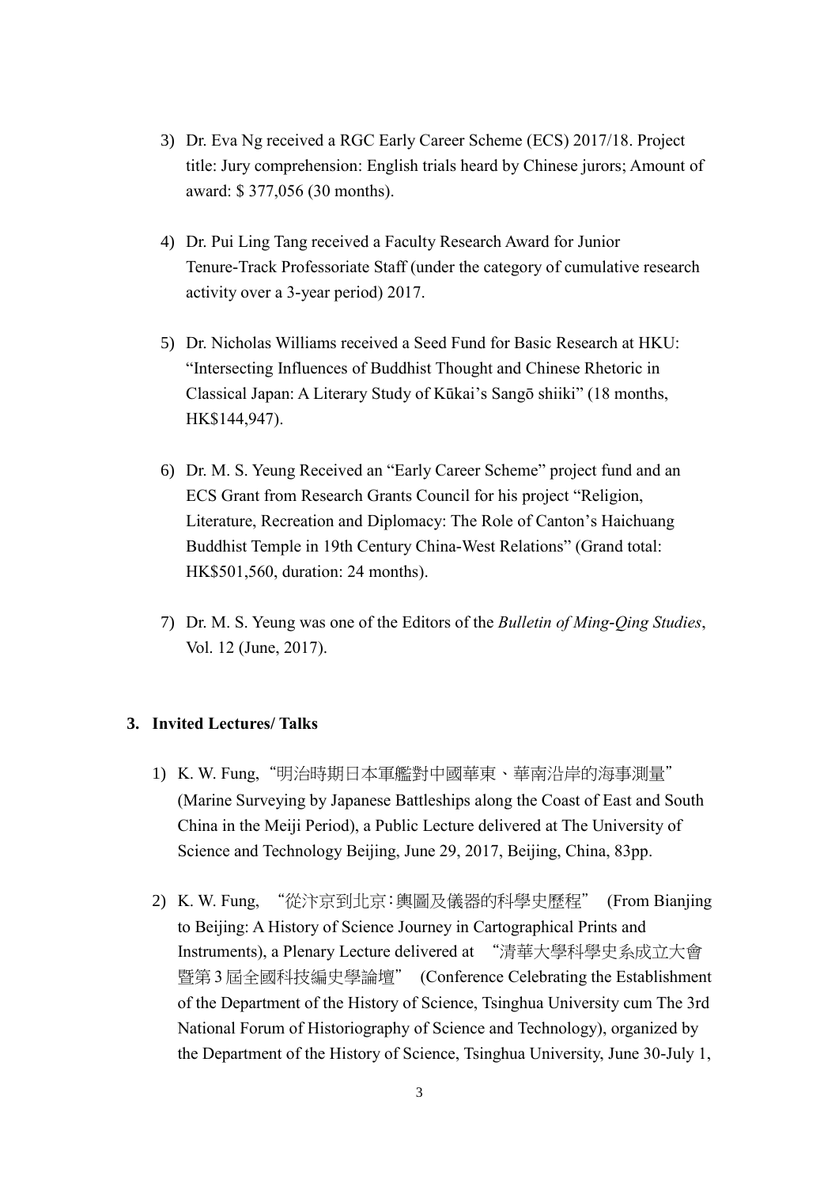3) Dr. Eva Ng received a RGC Early Career Scheme (ECS) 2017/18. Project title: Jury comprehension: English trials heard by Chinese jurors; Amount of award: $ 377,056 (30 months).

4) Dr. Pui Ling Tang received a Faculty Research Award for Junior Tenure-Track Professoriate Staff (under the category of cumulative research activity over a 3-year period) 2017.

5) Dr. Nicholas Williams received a Seed Fund for Basic Research at HKU: "Intersecting Influences of Buddhist Thought and Chinese Rhetoric in Classical Japan: A Literary Study of Kūkai's Sangō shiiki" (18 months, HK$144,947).

6) Dr. M. S. Yeung Received an "Early Career Scheme" project fund and an ECS Grant from Research Grants Council for his project "Religion, Literature, Recreation and Diplomacy: The Role of Canton's Haichuang Buddhist Temple in 19th Century China-West Relations" (Grand total: HK$501,560, duration: 24 months).

7) Dr. M. S. Yeung was one of the Editors of the *Bulletin of Ming-Qing Studies*, Vol. 12 (June, 2017).

### 3. Invited Lectures/ Talks

1) K. W. Fung, "明治時期日本軍艦對中國華東、華南沿岸的海事測量" (Marine Surveying by Japanese Battleships along the Coast of East and South China in the Meiji Period), a Public Lecture delivered at The University of Science and Technology Beijing, June 29, 2017, Beijing, China, 83pp.

2) K. W. Fung, "從汴京到北京：輿圖及儀器的科學史歷程" (From Bianjing to Beijing: A History of Science Journey in Cartographical Prints and Instruments), a Plenary Lecture delivered at "清華大學科學史系成立大會暨第3屆全國科技編史學論壇" (Conference Celebrating the Establishment of the Department of the History of Science, Tsinghua University cum The 3rd National Forum of Historiography of Science and Technology), organized by the Department of the History of Science, Tsinghua University, June 30-July 1,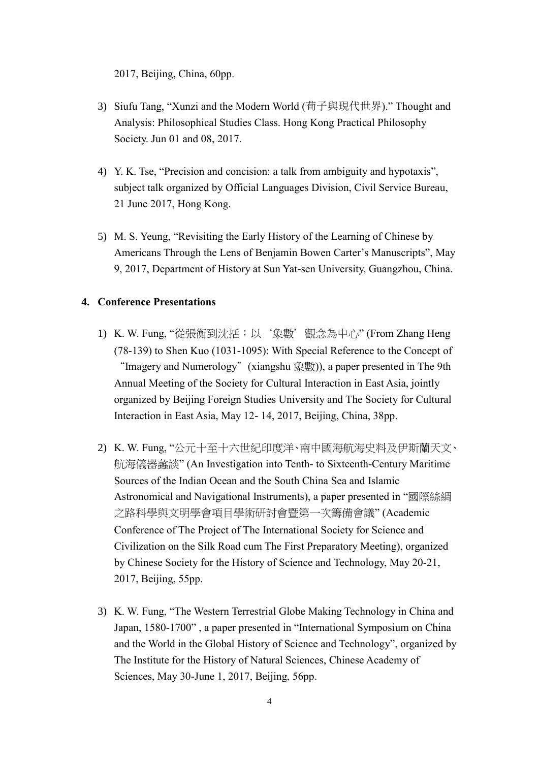2017, Beijing, China, 60pp.

3) Siufu Tang, "Xunzi and the Modern World (荀子與現代世界)." Thought and Analysis: Philosophical Studies Class. Hong Kong Practical Philosophy Society. Jun 01 and 08, 2017.

4) Y. K. Tse, "Precision and concision: a talk from ambiguity and hypotaxis", subject talk organized by Official Languages Division, Civil Service Bureau, 21 June 2017, Hong Kong.

5) M. S. Yeung, "Revisiting the Early History of the Learning of Chinese by Americans Through the Lens of Benjamin Bowen Carter's Manuscripts", May 9, 2017, Department of History at Sun Yat-sen University, Guangzhou, China.

**4. Conference Presentations**

1) K. W. Fung, "從張衡到沈括：以‘象數’觀念為中心" (From Zhang Heng (78-139) to Shen Kuo (1031-1095): With Special Reference to the Concept of "Imagery and Numerology" (xiangshu 象數)), a paper presented in The 9th Annual Meeting of the Society for Cultural Interaction in East Asia, jointly organized by Beijing Foreign Studies University and The Society for Cultural Interaction in East Asia, May 12- 14, 2017, Beijing, China, 38pp.

2) K. W. Fung, "公元十至十六世紀印度洋、南中國海航海史料及伊斯蘭天文、航海儀器蠡談" (An Investigation into Tenth- to Sixteenth-Century Maritime Sources of the Indian Ocean and the South China Sea and Islamic Astronomical and Navigational Instruments), a paper presented in "國際絲綢之路科學與文明學會項目學術研討會暨第一次籌備會議" (Academic Conference of The Project of The International Society for Science and Civilization on the Silk Road cum The First Preparatory Meeting), organized by Chinese Society for the History of Science and Technology, May 20-21, 2017, Beijing, 55pp.

3) K. W. Fung, "The Western Terrestrial Globe Making Technology in China and Japan, 1580-1700" , a paper presented in "International Symposium on China and the World in the Global History of Science and Technology", organized by The Institute for the History of Natural Sciences, Chinese Academy of Sciences, May 30-June 1, 2017, Beijing, 56pp.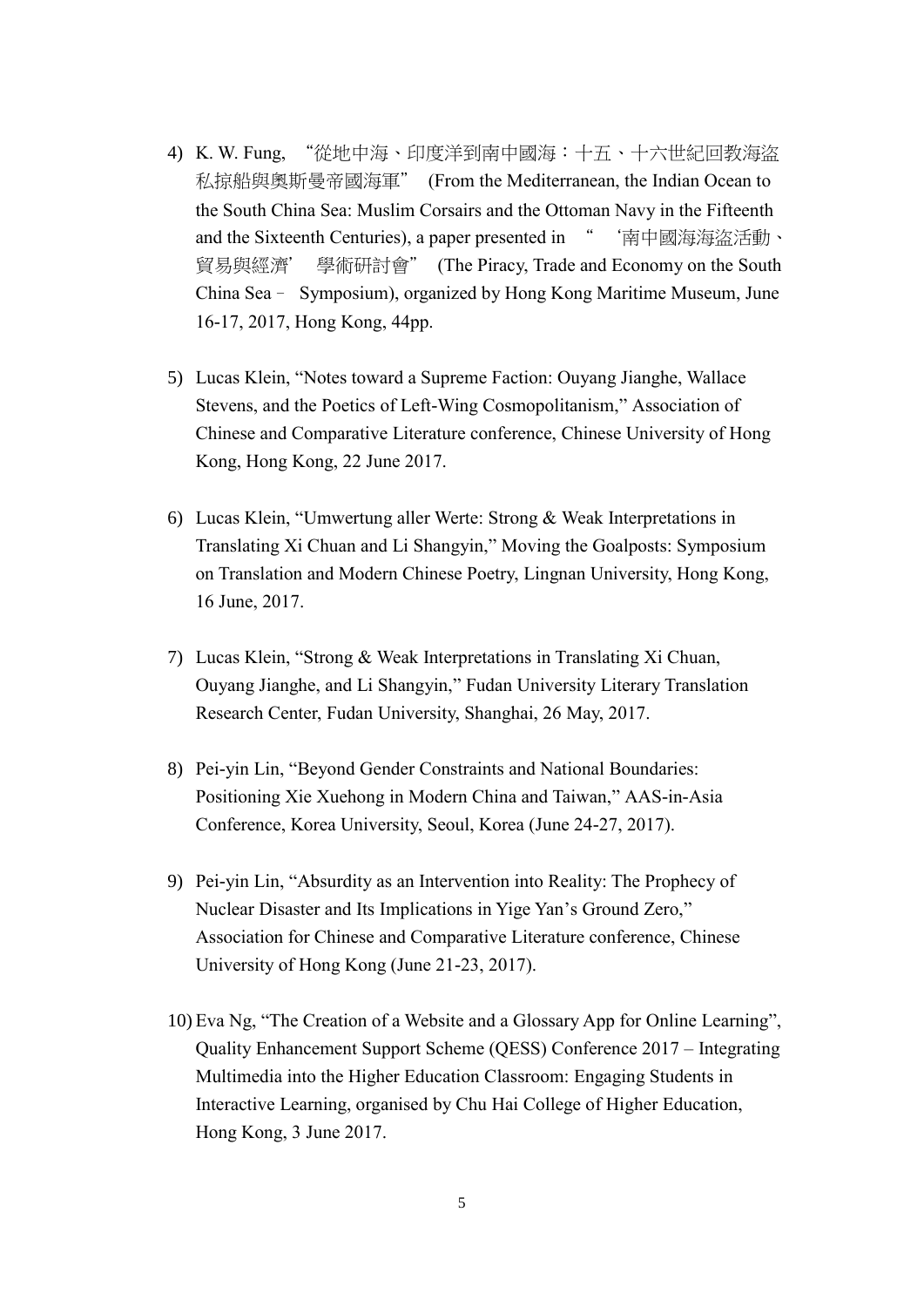4) K. W. Fung, "從地中海、印度洋到南中國海：十五、十六世紀回教海盜私掠船與奧斯曼帝國海軍" (From the Mediterranean, the Indian Ocean to the South China Sea: Muslim Corsairs and the Ottoman Navy in the Fifteenth and the Sixteenth Centuries), a paper presented in " '南中國海海盜活動、貿易與經濟' 學術研討會" (The Piracy, Trade and Economy on the South China Sea – Symposium), organized by Hong Kong Maritime Museum, June 16-17, 2017, Hong Kong, 44pp.

5) Lucas Klein, "Notes toward a Supreme Faction: Ouyang Jianghe, Wallace Stevens, and the Poetics of Left-Wing Cosmopolitanism," Association of Chinese and Comparative Literature conference, Chinese University of Hong Kong, Hong Kong, 22 June 2017.

6) Lucas Klein, "Umwertung aller Werte: Strong & Weak Interpretations in Translating Xi Chuan and Li Shangyin," Moving the Goalposts: Symposium on Translation and Modern Chinese Poetry, Lingnan University, Hong Kong, 16 June, 2017.

7) Lucas Klein, "Strong & Weak Interpretations in Translating Xi Chuan, Ouyang Jianghe, and Li Shangyin," Fudan University Literary Translation Research Center, Fudan University, Shanghai, 26 May, 2017.

8) Pei-yin Lin, "Beyond Gender Constraints and National Boundaries: Positioning Xie Xuehong in Modern China and Taiwan," AAS-in-Asia Conference, Korea University, Seoul, Korea (June 24-27, 2017).

9) Pei-yin Lin, "Absurdity as an Intervention into Reality: The Prophecy of Nuclear Disaster and Its Implications in Yige Yan's Ground Zero," Association for Chinese and Comparative Literature conference, Chinese University of Hong Kong (June 21-23, 2017).

10) Eva Ng, "The Creation of a Website and a Glossary App for Online Learning", Quality Enhancement Support Scheme (QESS) Conference 2017 – Integrating Multimedia into the Higher Education Classroom: Engaging Students in Interactive Learning, organised by Chu Hai College of Higher Education, Hong Kong, 3 June 2017.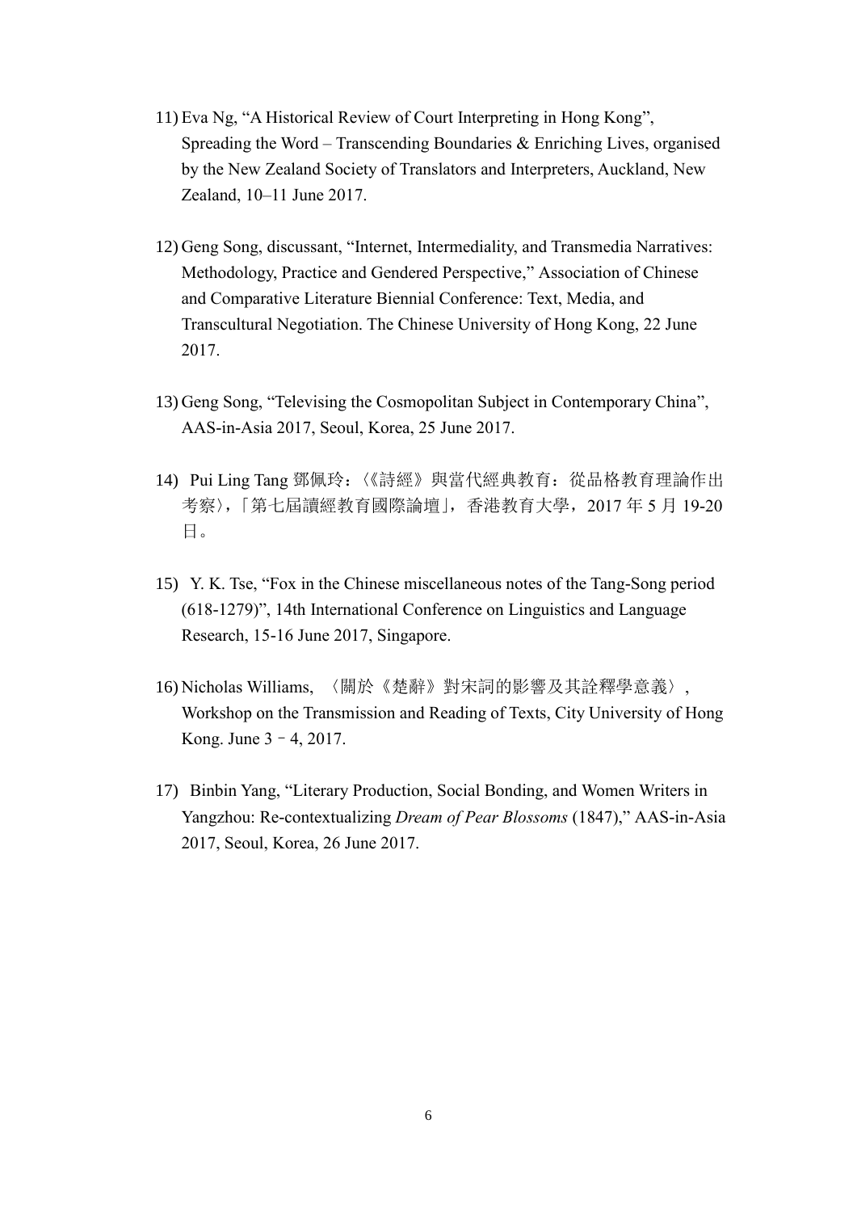11) Eva Ng, "A Historical Review of Court Interpreting in Hong Kong", Spreading the Word – Transcending Boundaries & Enriching Lives, organised by the New Zealand Society of Translators and Interpreters, Auckland, New Zealand, 10–11 June 2017.

12) Geng Song, discussant, "Internet, Intermediality, and Transmedia Narratives: Methodology, Practice and Gendered Perspective," Association of Chinese and Comparative Literature Biennial Conference: Text, Media, and Transcultural Negotiation. The Chinese University of Hong Kong, 22 June 2017.

13) Geng Song, "Televising the Cosmopolitan Subject in Contemporary China", AAS-in-Asia 2017, Seoul, Korea, 25 June 2017.

14) Pui Ling Tang 鄧佩玲：〈《詩經》與當代經典教育：從品格教育理論作出考察〉,「第七屆讀經教育國際論壇」，香港教育大學，2017 年 5 月 19-20 日。

15) Y. K. Tse, "Fox in the Chinese miscellaneous notes of the Tang-Song period (618-1279)", 14th International Conference on Linguistics and Language Research, 15-16 June 2017, Singapore.

16) Nicholas Williams, 〈關於《楚辭》對宋詞的影響及其詮釋學意義〉, Workshop on the Transmission and Reading of Texts, City University of Hong Kong. June 3 – 4, 2017.

17) Binbin Yang, "Literary Production, Social Bonding, and Women Writers in Yangzhou: Re-contextualizing *Dream of Pear Blossoms* (1847)," AAS-in-Asia 2017, Seoul, Korea, 26 June 2017.